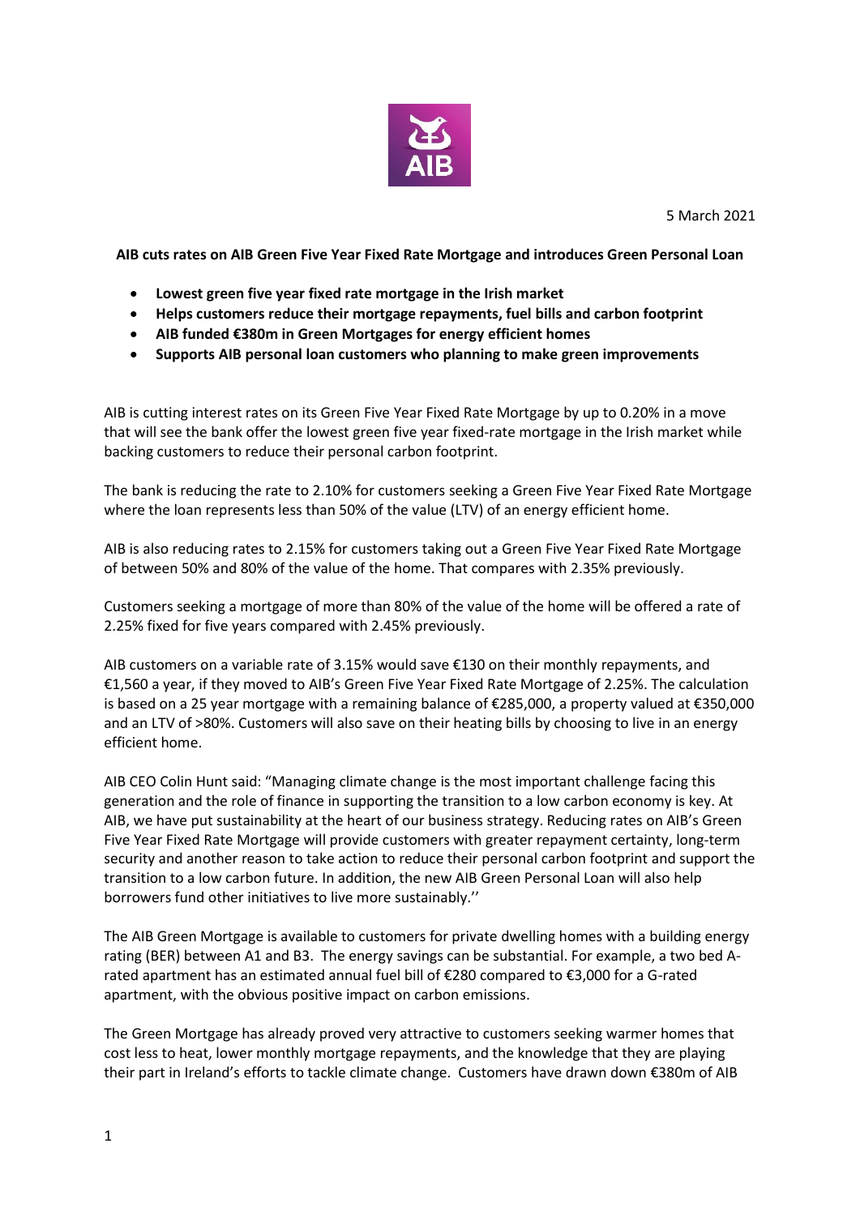5 March 2021

**AIB cuts rates on AIB Green Five Year Fixed Rate Mortgage and introduces Green Personal Loan**

- **Lowest green five year fixed rate mortgage in the Irish market**
- **Helps customers reduce their mortgage repayments, fuel bills and carbon footprint**
- **AIB funded €380m in Green Mortgages for energy efficient homes**
- **Supports AIB personal loan customers who planning to make green improvements**

AIB is cutting interest rates on its Green Five Year Fixed Rate Mortgage by up to 0.20% in a move that will see the bank offer the lowest green five year fixed-rate mortgage in the Irish market while backing customers to reduce their personal carbon footprint.

The bank is reducing the rate to 2.10% for customers seeking a Green Five Year Fixed Rate Mortgage where the loan represents less than 50% of the value (LTV) of an energy efficient home.

AIB is also reducing rates to 2.15% for customers taking out a Green Five Year Fixed Rate Mortgage of between 50% and 80% of the value of the home. That compares with 2.35% previously.

Customers seeking a mortgage of more than 80% of the value of the home will be offered a rate of 2.25% fixed for five years compared with 2.45% previously.

AIB customers on a variable rate of 3.15% would save €130 on their monthly repayments, and €1,560 a year, if they moved to AIB's Green Five Year Fixed Rate Mortgage of 2.25%. The calculation is based on a 25 year mortgage with a remaining balance of €285,000, a property valued at €350,000 and an LTV of >80%. Customers will also save on their heating bills by choosing to live in an energy efficient home.

AIB CEO Colin Hunt said: "Managing climate change is the most important challenge facing this generation and the role of finance in supporting the transition to a low carbon economy is key. At AIB, we have put sustainability at the heart of our business strategy. Reducing rates on AIB's Green Five Year Fixed Rate Mortgage will provide customers with greater repayment certainty, long-term security and another reason to take action to reduce their personal carbon footprint and support the transition to a low carbon future. In addition, the new AIB Green Personal Loan will also help borrowers fund other initiatives to live more sustainably.''

The AIB Green Mortgage is available to customers for private dwelling homes with a building energy rating (BER) between A1 and B3. The energy savings can be substantial. For example, a two bed A-rated apartment has an estimated annual fuel bill of €280 compared to €3,000 for a G-rated apartment, with the obvious positive impact on carbon emissions.

The Green Mortgage has already proved very attractive to customers seeking warmer homes that cost less to heat, lower monthly mortgage repayments, and the knowledge that they are playing their part in Ireland's efforts to tackle climate change. Customers have drawn down €380m of AIB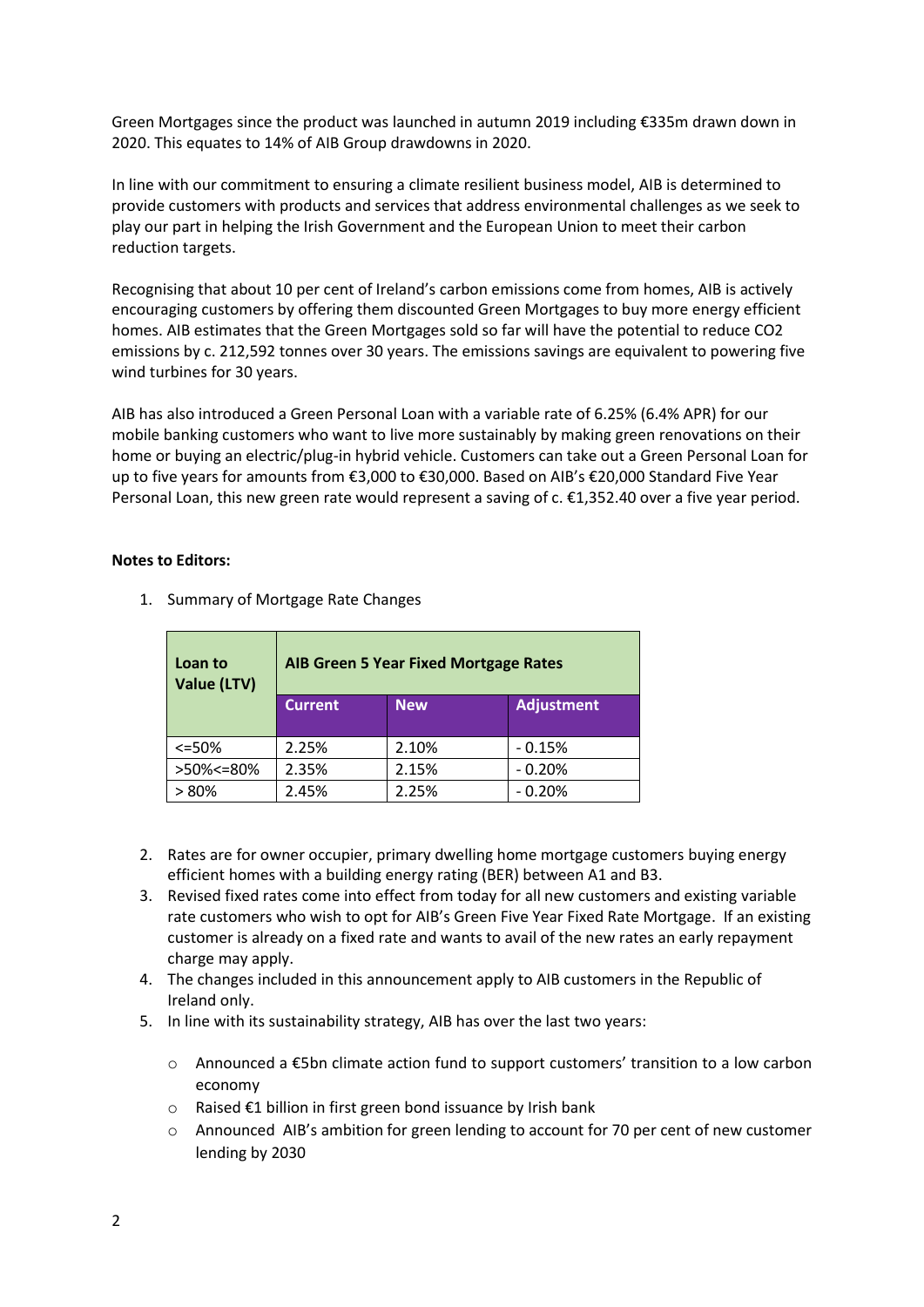Green Mortgages since the product was launched in autumn 2019 including €335m drawn down in 2020. This equates to 14% of AIB Group drawdowns in 2020.

In line with our commitment to ensuring a climate resilient business model, AIB is determined to provide customers with products and services that address environmental challenges as we seek to play our part in helping the Irish Government and the European Union to meet their carbon reduction targets.

Recognising that about 10 per cent of Ireland's carbon emissions come from homes, AIB is actively encouraging customers by offering them discounted Green Mortgages to buy more energy efficient homes. AIB estimates that the Green Mortgages sold so far will have the potential to reduce $CO_2$ emissions by c. 212,592 tonnes over 30 years. The emissions savings are equivalent to powering five wind turbines for 30 years.

AIB has also introduced a Green Personal Loan with a variable rate of 6.25% (6.4% APR) for our mobile banking customers who want to live more sustainably by making green renovations on their home or buying an electric/plug-in hybrid vehicle. Customers can take out a Green Personal Loan for up to five years for amounts from €3,000 to €30,000. Based on AIB's €20,000 Standard Five Year Personal Loan, this new green rate would represent a saving of c. €1,352.40 over a five year period.

**Notes to Editors:**

1. Summary of Mortgage Rate Changes

| Loan to Value (LTV) | AIB Green 5 Year Fixed Mortgage Rates | | |
|---|---|---|---|
| | **Current** | **New** | **Adjustment** |
| <=50% | 2.25% | 2.10% | - 0.15% |
| >50%<=80% | 2.35% | 2.15% | - 0.20% |
| > 80% | 2.45% | 2.25% | - 0.20% |

2. Rates are for owner occupier, primary dwelling home mortgage customers buying energy efficient homes with a building energy rating (BER) between A1 and B3.
3. Revised fixed rates come into effect from today for all new customers and existing variable rate customers who wish to opt for AIB's Green Five Year Fixed Rate Mortgage. If an existing customer is already on a fixed rate and wants to avail of the new rates an early repayment charge may apply.
4. The changes included in this announcement apply to AIB customers in the Republic of Ireland only.
5. In line with its sustainability strategy, AIB has over the last two years:
    - Announced a €5bn climate action fund to support customers' transition to a low carbon economy
    - Raised €1 billion in first green bond issuance by Irish bank
    - Announced AIB's ambition for green lending to account for 70 per cent of new customer lending by 2030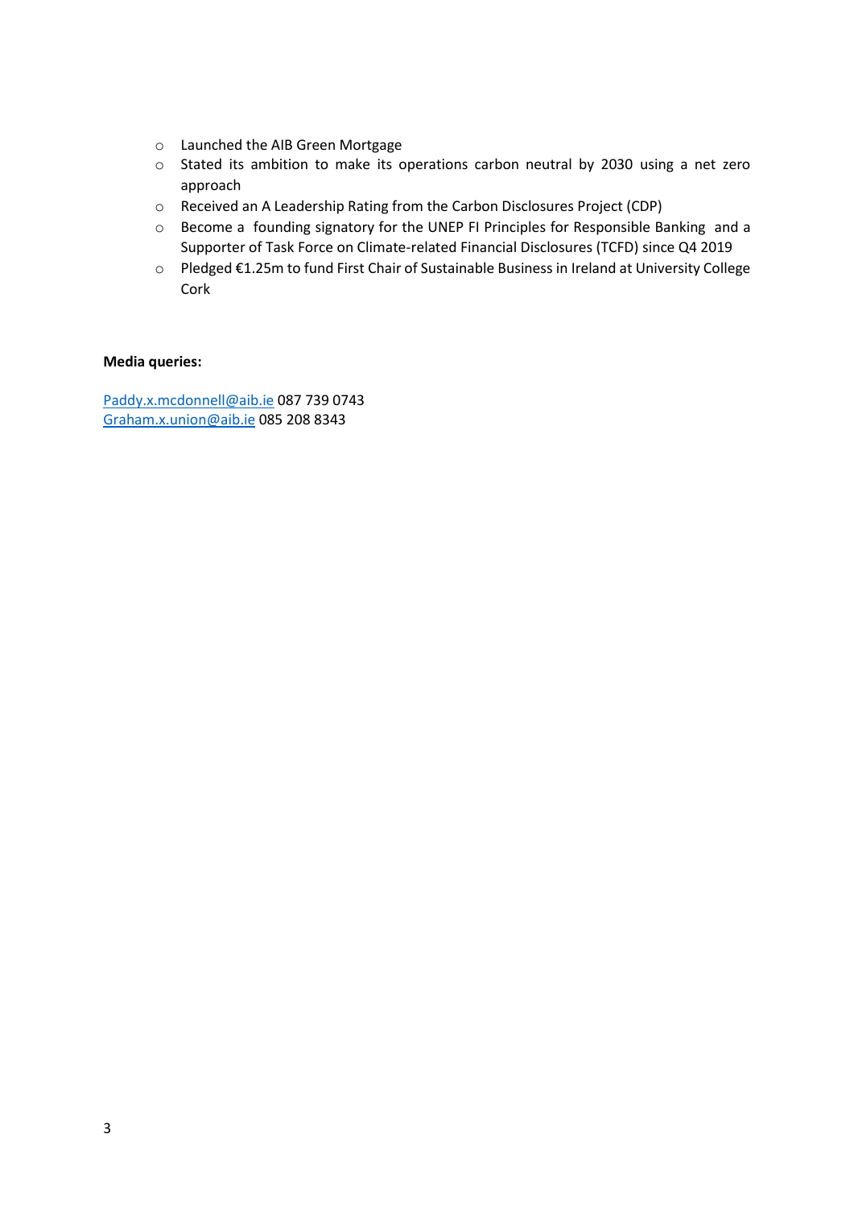- Launched the AIB Green Mortgage
- Stated its ambition to make its operations carbon neutral by 2030 using a net zero approach
- Received an A Leadership Rating from the Carbon Disclosures Project (CDP)
- Become a founding signatory for the UNEP FI Principles for Responsible Banking and a Supporter of Task Force on Climate-related Financial Disclosures (TCFD) since Q4 2019
- Pledged €1.25m to fund First Chair of Sustainable Business in Ireland at University College Cork

**Media queries:**

Paddy.x.mcdonnell@aib.ie 087 739 0743
Graham.x.union@aib.ie 085 208 8343